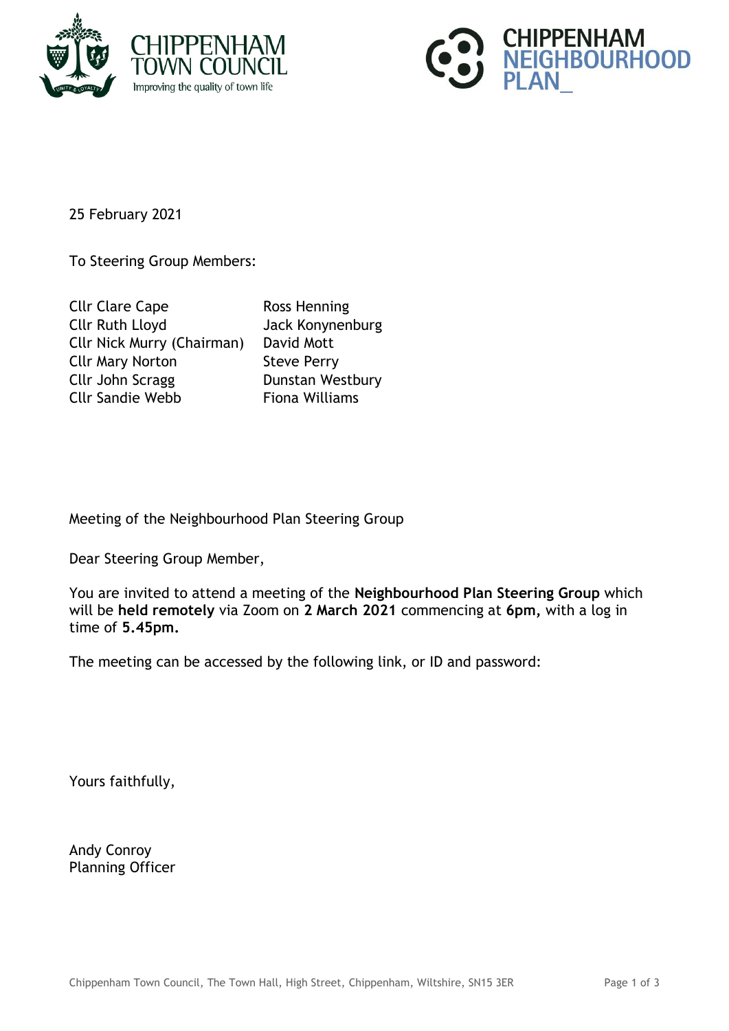25 February 2021

To Steering Group Members:

| | |
|---|---|
| Cllr Clare Cape | Ross Henning |
| Cllr Ruth Lloyd | Jack Konynenburg |
| Cllr Nick Murry (Chairman) | David Mott |
| Cllr Mary Norton | Steve Perry |
| Cllr John Scragg | Dunstan Westbury |
| Cllr Sandie Webb | Fiona Williams |

Meeting of the Neighbourhood Plan Steering Group

Dear Steering Group Member,

You are invited to attend a meeting of the **Neighbourhood Plan Steering Group** which will be **held remotely** via Zoom on **2 March 2021** commencing at **6pm,** with a log in time of **5.45pm.**

The meeting can be accessed by the following link, or ID and password:

Yours faithfully,

Andy Conroy
Planning Officer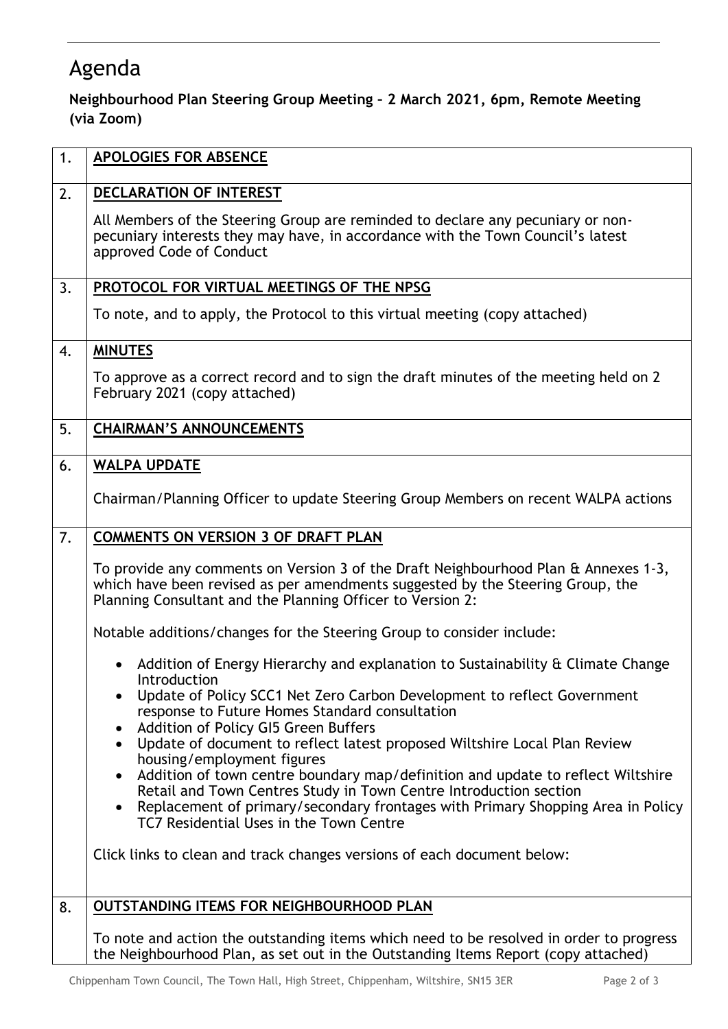# Agenda

**Neighbourhood Plan Steering Group Meeting – 2 March 2021, 6pm, Remote Meeting (via Zoom)**

| | |
|---|---|
| 1. | **APOLOGIES FOR ABSENCE** |
| 2. | **DECLARATION OF INTEREST**<br><br>All Members of the Steering Group are reminded to declare any pecuniary or non-pecuniary interests they may have, in accordance with the Town Council's latest approved Code of Conduct |
| 3. | **PROTOCOL FOR VIRTUAL MEETINGS OF THE NPSG**<br><br>To note, and to apply, the Protocol to this virtual meeting (copy attached) |
| 4. | **MINUTES**<br><br>To approve as a correct record and to sign the draft minutes of the meeting held on 2 February 2021 (copy attached) |
| 5. | **CHAIRMAN'S ANNOUNCEMENTS** |
| 6. | **WALPA UPDATE**<br><br>Chairman/Planning Officer to update Steering Group Members on recent WALPA actions |
| 7. | **COMMENTS ON VERSION 3 OF DRAFT PLAN**<br><br>To provide any comments on Version 3 of the Draft Neighbourhood Plan & Annexes 1-3, which have been revised as per amendments suggested by the Steering Group, the Planning Consultant and the Planning Officer to Version 2:<br><br>Notable additions/changes for the Steering Group to consider include:<br><br>• Addition of Energy Hierarchy and explanation to Sustainability & Climate Change Introduction<br>• Update of Policy SCC1 Net Zero Carbon Development to reflect Government response to Future Homes Standard consultation<br>• Addition of Policy GI5 Green Buffers<br>• Update of document to reflect latest proposed Wiltshire Local Plan Review housing/employment figures<br>• Addition of town centre boundary map/definition and update to reflect Wiltshire Retail and Town Centres Study in Town Centre Introduction section<br>• Replacement of primary/secondary frontages with Primary Shopping Area in Policy TC7 Residential Uses in the Town Centre<br><br>Click links to clean and track changes versions of each document below: |
| 8. | **OUTSTANDING ITEMS FOR NEIGHBOURHOOD PLAN**<br><br>To note and action the outstanding items which need to be resolved in order to progress the Neighbourhood Plan, as set out in the Outstanding Items Report (copy attached) |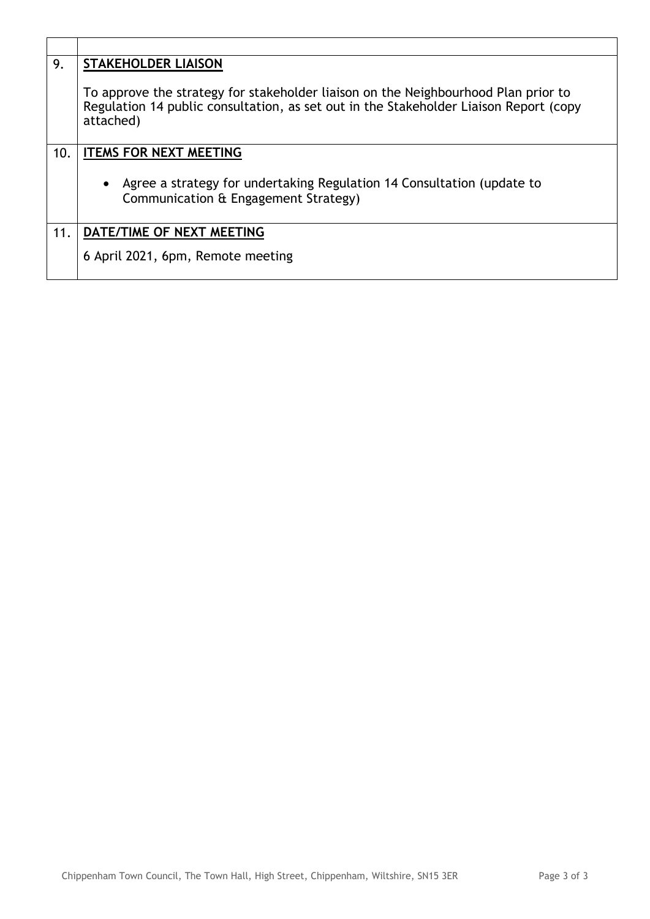| | |
|---|---|
| 9. | **STAKEHOLDER LIAISON**<br><br>To approve the strategy for stakeholder liaison on the Neighbourhood Plan prior to Regulation 14 public consultation, as set out in the Stakeholder Liaison Report (copy attached) |
| 10. | **ITEMS FOR NEXT MEETING**<br><br>• Agree a strategy for undertaking Regulation 14 Consultation (update to Communication & Engagement Strategy) |
| 11. | **DATE/TIME OF NEXT MEETING**<br><br>6 April 2021, 6pm, Remote meeting |

Chippenham Town Council, The Town Hall, High Street, Chippenham, Wiltshire, SN15 3ER